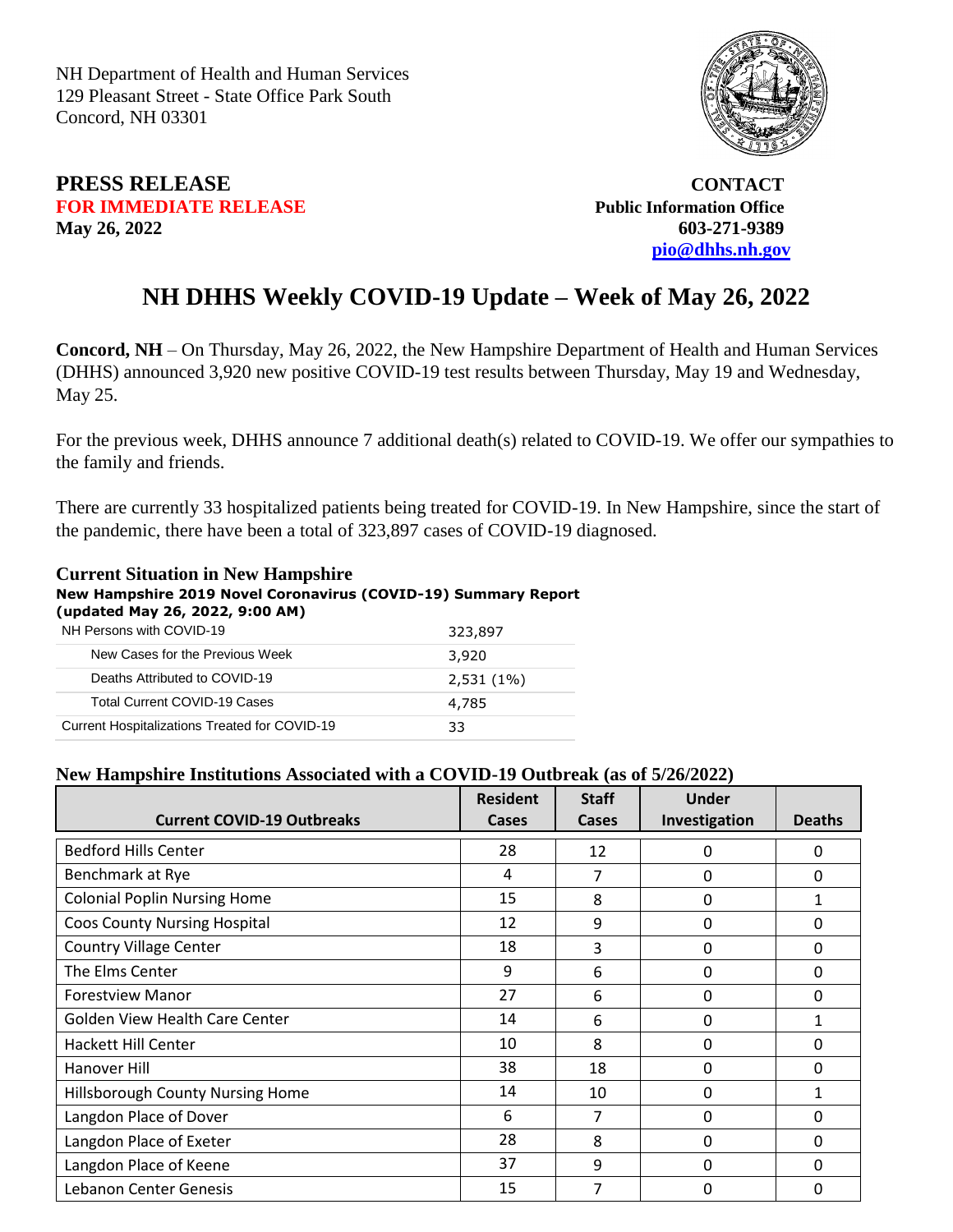NH Department of Health and Human Services
129 Pleasant Street - State Office Park South
Concord, NH 03301

**PRESS RELEASE**
**FOR IMMEDIATE RELEASE**
**May 26, 2022**

**CONTACT**
**Public Information Office**
**603-271-9389**
**pio@dhhs.nh.gov**

# NH DHHS Weekly COVID-19 Update – Week of May 26, 2022

**Concord, NH** – On Thursday, May 26, 2022, the New Hampshire Department of Health and Human Services (DHHS) announced 3,920 new positive COVID-19 test results between Thursday, May 19 and Wednesday, May 25.

For the previous week, DHHS announce 7 additional death(s) related to COVID-19. We offer our sympathies to the family and friends.

There are currently 33 hospitalized patients being treated for COVID-19. In New Hampshire, since the start of the pandemic, there have been a total of 323,897 cases of COVID-19 diagnosed.

## Current Situation in New Hampshire

**New Hampshire 2019 Novel Coronavirus (COVID-19) Summary Report (updated May 26, 2022, 9:00 AM)**

| | |
|---|---|
| NH Persons with COVID-19 | 323,897 |
| New Cases for the Previous Week | 3,920 |
| Deaths Attributed to COVID-19 | 2,531 (1%) |
| Total Current COVID-19 Cases | 4,785 |
| Current Hospitalizations Treated for COVID-19 | 33 |

**New Hampshire Institutions Associated with a COVID-19 Outbreak (as of 5/26/2022)**

| Current COVID-19 Outbreaks | Resident Cases | Staff Cases | Under Investigation | Deaths |
|---|---|---|---|---|
| Bedford Hills Center | 28 | 12 | 0 | 0 |
| Benchmark at Rye | 4 | 7 | 0 | 0 |
| Colonial Poplin Nursing Home | 15 | 8 | 0 | 1 |
| Coos County Nursing Hospital | 12 | 9 | 0 | 0 |
| Country Village Center | 18 | 3 | 0 | 0 |
| The Elms Center | 9 | 6 | 0 | 0 |
| Forestview Manor | 27 | 6 | 0 | 0 |
| Golden View Health Care Center | 14 | 6 | 0 | 1 |
| Hackett Hill Center | 10 | 8 | 0 | 0 |
| Hanover Hill | 38 | 18 | 0 | 0 |
| Hillsborough County Nursing Home | 14 | 10 | 0 | 1 |
| Langdon Place of Dover | 6 | 7 | 0 | 0 |
| Langdon Place of Exeter | 28 | 8 | 0 | 0 |
| Langdon Place of Keene | 37 | 9 | 0 | 0 |
| Lebanon Center Genesis | 15 | 7 | 0 | 0 |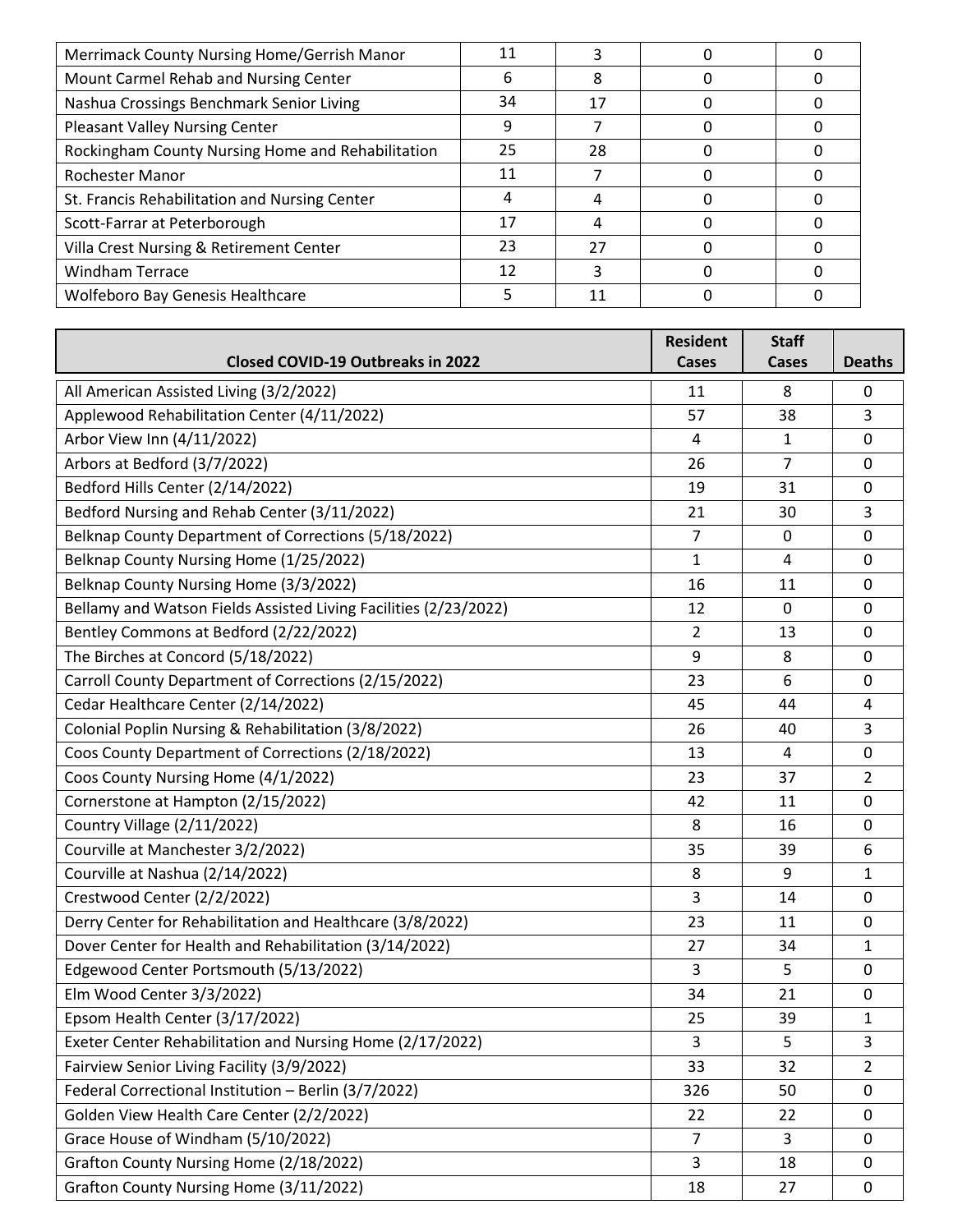| | | | | |
|---|---|---|---|---|
| Merrimack County Nursing Home/Gerrish Manor | 11 | 3 | 0 | 0 |
| Mount Carmel Rehab and Nursing Center | 6 | 8 | 0 | 0 |
| Nashua Crossings Benchmark Senior Living | 34 | 17 | 0 | 0 |
| Pleasant Valley Nursing Center | 9 | 7 | 0 | 0 |
| Rockingham County Nursing Home and Rehabilitation | 25 | 28 | 0 | 0 |
| Rochester Manor | 11 | 7 | 0 | 0 |
| St. Francis Rehabilitation and Nursing Center | 4 | 4 | 0 | 0 |
| Scott-Farrar at Peterborough | 17 | 4 | 0 | 0 |
| Villa Crest Nursing & Retirement Center | 23 | 27 | 0 | 0 |
| Windham Terrace | 12 | 3 | 0 | 0 |
| Wolfeboro Bay Genesis Healthcare | 5 | 11 | 0 | 0 |

| Closed COVID-19 Outbreaks in 2022 | Resident Cases | Staff Cases | Deaths |
|---|---|---|---|
| All American Assisted Living (3/2/2022) | 11 | 8 | 0 |
| Applewood Rehabilitation Center (4/11/2022) | 57 | 38 | 3 |
| Arbor View Inn (4/11/2022) | 4 | 1 | 0 |
| Arbors at Bedford (3/7/2022) | 26 | 7 | 0 |
| Bedford Hills Center (2/14/2022) | 19 | 31 | 0 |
| Bedford Nursing and Rehab Center (3/11/2022) | 21 | 30 | 3 |
| Belknap County Department of Corrections (5/18/2022) | 7 | 0 | 0 |
| Belknap County Nursing Home (1/25/2022) | 1 | 4 | 0 |
| Belknap County Nursing Home (3/3/2022) | 16 | 11 | 0 |
| Bellamy and Watson Fields Assisted Living Facilities (2/23/2022) | 12 | 0 | 0 |
| Bentley Commons at Bedford (2/22/2022) | 2 | 13 | 0 |
| The Birches at Concord (5/18/2022) | 9 | 8 | 0 |
| Carroll County Department of Corrections (2/15/2022) | 23 | 6 | 0 |
| Cedar Healthcare Center (2/14/2022) | 45 | 44 | 4 |
| Colonial Poplin Nursing & Rehabilitation (3/8/2022) | 26 | 40 | 3 |
| Coos County Department of Corrections (2/18/2022) | 13 | 4 | 0 |
| Coos County Nursing Home (4/1/2022) | 23 | 37 | 2 |
| Cornerstone at Hampton (2/15/2022) | 42 | 11 | 0 |
| Country Village (2/11/2022) | 8 | 16 | 0 |
| Courville at Manchester 3/2/2022) | 35 | 39 | 6 |
| Courville at Nashua (2/14/2022) | 8 | 9 | 1 |
| Crestwood Center (2/2/2022) | 3 | 14 | 0 |
| Derry Center for Rehabilitation and Healthcare (3/8/2022) | 23 | 11 | 0 |
| Dover Center for Health and Rehabilitation (3/14/2022) | 27 | 34 | 1 |
| Edgewood Center Portsmouth (5/13/2022) | 3 | 5 | 0 |
| Elm Wood Center 3/3/2022) | 34 | 21 | 0 |
| Epsom Health Center (3/17/2022) | 25 | 39 | 1 |
| Exeter Center Rehabilitation and Nursing Home (2/17/2022) | 3 | 5 | 3 |
| Fairview Senior Living Facility (3/9/2022) | 33 | 32 | 2 |
| Federal Correctional Institution – Berlin (3/7/2022) | 326 | 50 | 0 |
| Golden View Health Care Center (2/2/2022) | 22 | 22 | 0 |
| Grace House of Windham (5/10/2022) | 7 | 3 | 0 |
| Grafton County Nursing Home (2/18/2022) | 3 | 18 | 0 |
| Grafton County Nursing Home (3/11/2022) | 18 | 27 | 0 |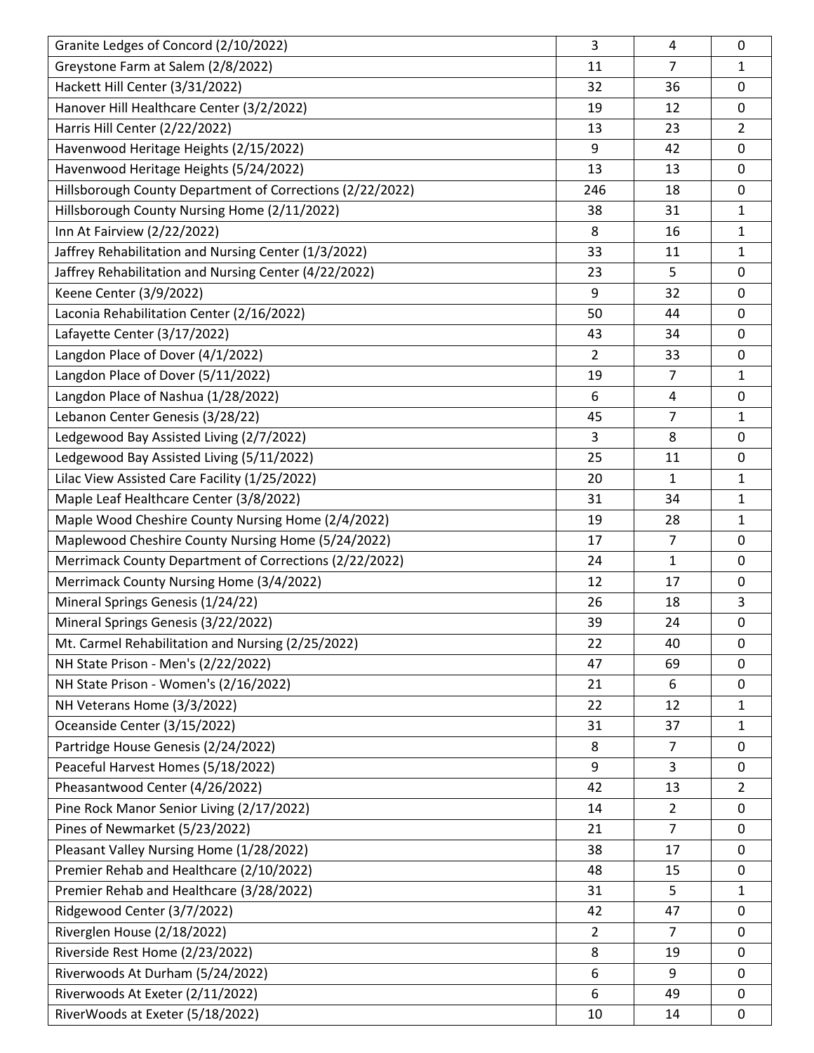| | | | |
|---|---|---|---|
| Granite Ledges of Concord (2/10/2022) | 3 | 4 | 0 |
| Greystone Farm at Salem (2/8/2022) | 11 | 7 | 1 |
| Hackett Hill Center (3/31/2022) | 32 | 36 | 0 |
| Hanover Hill Healthcare Center (3/2/2022) | 19 | 12 | 0 |
| Harris Hill Center (2/22/2022) | 13 | 23 | 2 |
| Havenwood Heritage Heights (2/15/2022) | 9 | 42 | 0 |
| Havenwood Heritage Heights (5/24/2022) | 13 | 13 | 0 |
| Hillsborough County Department of Corrections (2/22/2022) | 246 | 18 | 0 |
| Hillsborough County Nursing Home (2/11/2022) | 38 | 31 | 1 |
| Inn At Fairview (2/22/2022) | 8 | 16 | 1 |
| Jaffrey Rehabilitation and Nursing Center (1/3/2022) | 33 | 11 | 1 |
| Jaffrey Rehabilitation and Nursing Center (4/22/2022) | 23 | 5 | 0 |
| Keene Center (3/9/2022) | 9 | 32 | 0 |
| Laconia Rehabilitation Center (2/16/2022) | 50 | 44 | 0 |
| Lafayette Center (3/17/2022) | 43 | 34 | 0 |
| Langdon Place of Dover (4/1/2022) | 2 | 33 | 0 |
| Langdon Place of Dover (5/11/2022) | 19 | 7 | 1 |
| Langdon Place of Nashua (1/28/2022) | 6 | 4 | 0 |
| Lebanon Center Genesis (3/28/22) | 45 | 7 | 1 |
| Ledgewood Bay Assisted Living (2/7/2022) | 3 | 8 | 0 |
| Ledgewood Bay Assisted Living (5/11/2022) | 25 | 11 | 0 |
| Lilac View Assisted Care Facility (1/25/2022) | 20 | 1 | 1 |
| Maple Leaf Healthcare Center (3/8/2022) | 31 | 34 | 1 |
| Maple Wood Cheshire County Nursing Home (2/4/2022) | 19 | 28 | 1 |
| Maplewood Cheshire County Nursing Home (5/24/2022) | 17 | 7 | 0 |
| Merrimack County Department of Corrections (2/22/2022) | 24 | 1 | 0 |
| Merrimack County Nursing Home (3/4/2022) | 12 | 17 | 0 |
| Mineral Springs Genesis (1/24/22) | 26 | 18 | 3 |
| Mineral Springs Genesis (3/22/2022) | 39 | 24 | 0 |
| Mt. Carmel Rehabilitation and Nursing (2/25/2022) | 22 | 40 | 0 |
| NH State Prison - Men's (2/22/2022) | 47 | 69 | 0 |
| NH State Prison - Women's (2/16/2022) | 21 | 6 | 0 |
| NH Veterans Home (3/3/2022) | 22 | 12 | 1 |
| Oceanside Center (3/15/2022) | 31 | 37 | 1 |
| Partridge House Genesis (2/24/2022) | 8 | 7 | 0 |
| Peaceful Harvest Homes (5/18/2022) | 9 | 3 | 0 |
| Pheasantwood Center (4/26/2022) | 42 | 13 | 2 |
| Pine Rock Manor Senior Living (2/17/2022) | 14 | 2 | 0 |
| Pines of Newmarket (5/23/2022) | 21 | 7 | 0 |
| Pleasant Valley Nursing Home (1/28/2022) | 38 | 17 | 0 |
| Premier Rehab and Healthcare (2/10/2022) | 48 | 15 | 0 |
| Premier Rehab and Healthcare (3/28/2022) | 31 | 5 | 1 |
| Ridgewood Center (3/7/2022) | 42 | 47 | 0 |
| Riverglen House (2/18/2022) | 2 | 7 | 0 |
| Riverside Rest Home (2/23/2022) | 8 | 19 | 0 |
| Riverwoods At Durham (5/24/2022) | 6 | 9 | 0 |
| Riverwoods At Exeter (2/11/2022) | 6 | 49 | 0 |
| RiverWoods at Exeter (5/18/2022) | 10 | 14 | 0 |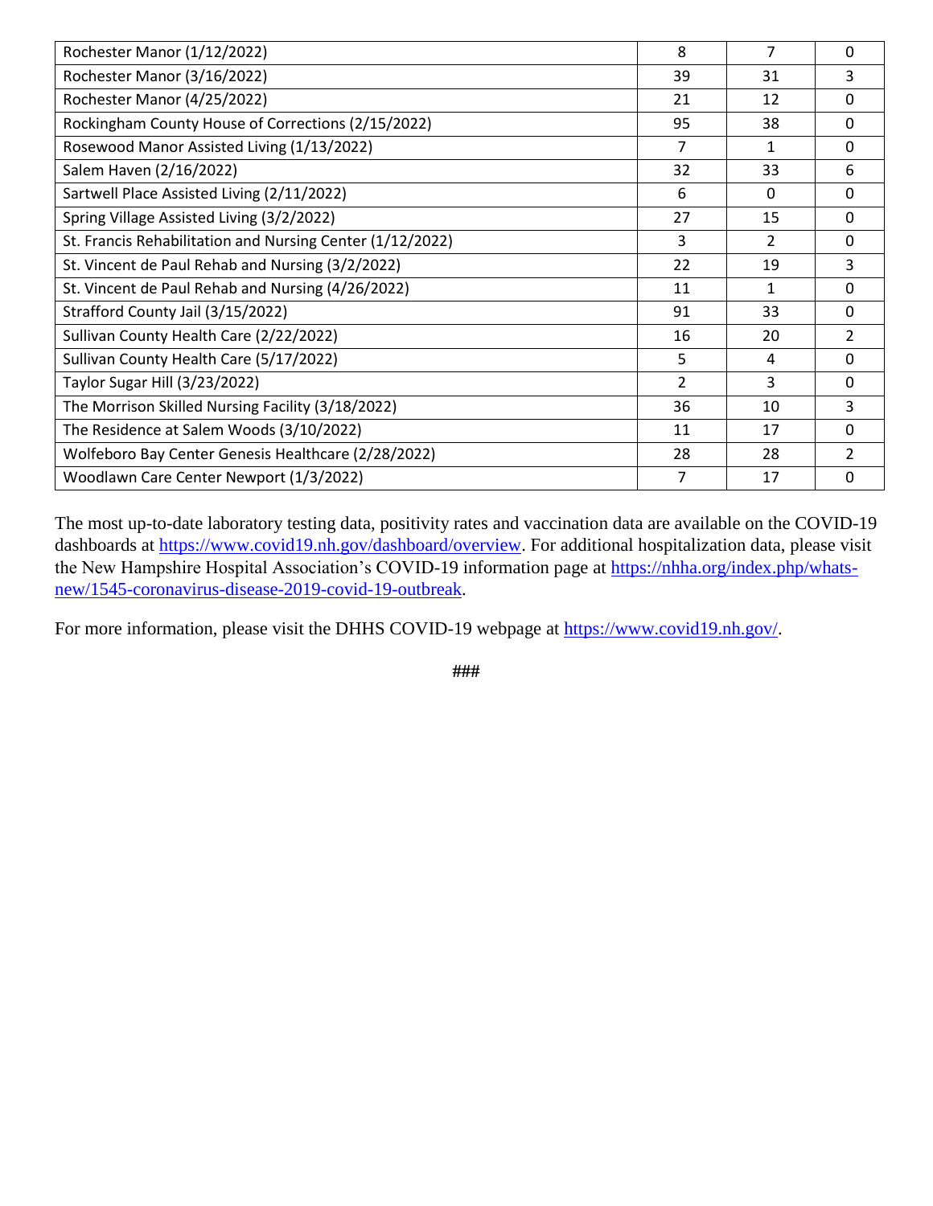| | | | |
|---|---|---|---|
| Rochester Manor (1/12/2022) | 8 | 7 | 0 |
| Rochester Manor (3/16/2022) | 39 | 31 | 3 |
| Rochester Manor (4/25/2022) | 21 | 12 | 0 |
| Rockingham County House of Corrections (2/15/2022) | 95 | 38 | 0 |
| Rosewood Manor Assisted Living (1/13/2022) | 7 | 1 | 0 |
| Salem Haven (2/16/2022) | 32 | 33 | 6 |
| Sartwell Place Assisted Living (2/11/2022) | 6 | 0 | 0 |
| Spring Village Assisted Living (3/2/2022) | 27 | 15 | 0 |
| St. Francis Rehabilitation and Nursing Center (1/12/2022) | 3 | 2 | 0 |
| St. Vincent de Paul Rehab and Nursing (3/2/2022) | 22 | 19 | 3 |
| St. Vincent de Paul Rehab and Nursing (4/26/2022) | 11 | 1 | 0 |
| Strafford County Jail (3/15/2022) | 91 | 33 | 0 |
| Sullivan County Health Care (2/22/2022) | 16 | 20 | 2 |
| Sullivan County Health Care (5/17/2022) | 5 | 4 | 0 |
| Taylor Sugar Hill (3/23/2022) | 2 | 3 | 0 |
| The Morrison Skilled Nursing Facility (3/18/2022) | 36 | 10 | 3 |
| The Residence at Salem Woods (3/10/2022) | 11 | 17 | 0 |
| Wolfeboro Bay Center Genesis Healthcare (2/28/2022) | 28 | 28 | 2 |
| Woodlawn Care Center Newport (1/3/2022) | 7 | 17 | 0 |

The most up-to-date laboratory testing data, positivity rates and vaccination data are available on the COVID-19 dashboards at https://www.covid19.nh.gov/dashboard/overview. For additional hospitalization data, please visit the New Hampshire Hospital Association's COVID-19 information page at https://nhha.org/index.php/whats-new/1545-coronavirus-disease-2019-covid-19-outbreak.

For more information, please visit the DHHS COVID-19 webpage at https://www.covid19.nh.gov/.

###